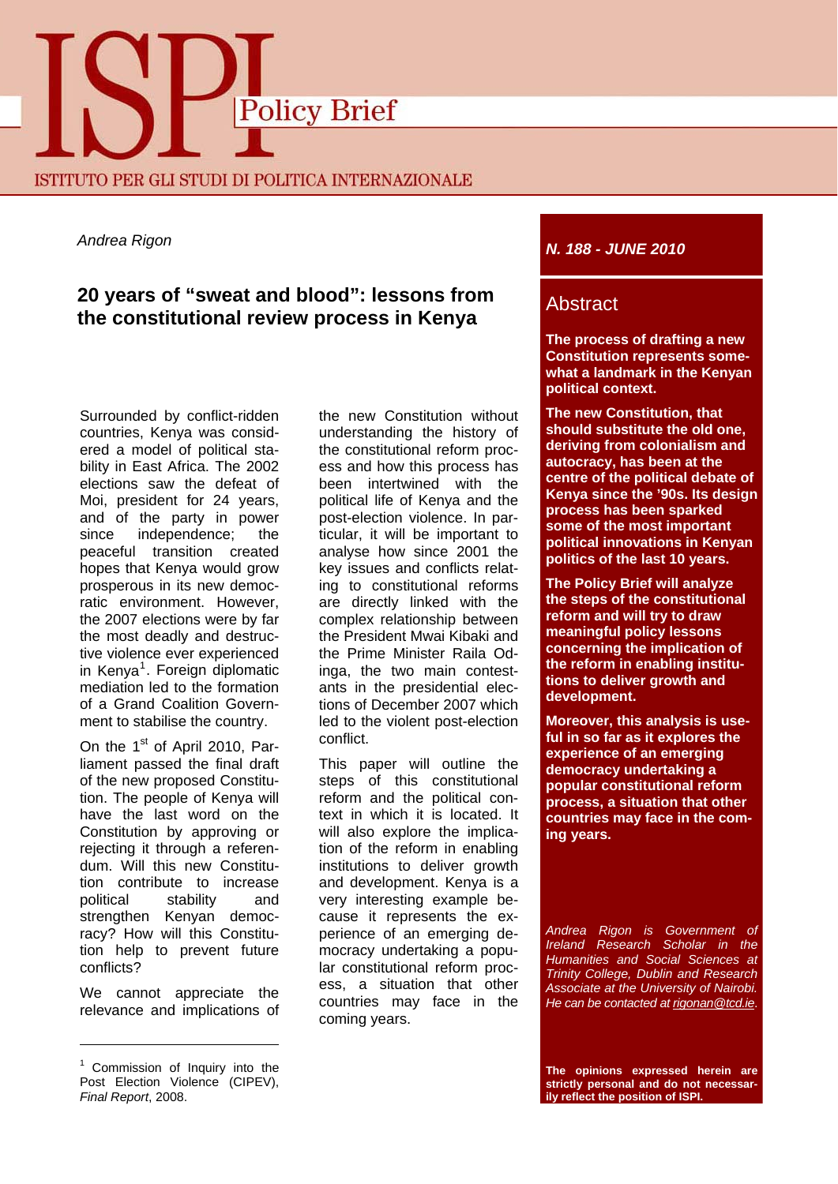# ISPI Policy Brief

ISTITUTO PER GLI STUDI DI POLITICA INTERNAZIONALE

*Andrea Rigon*

## 20 years of "sweat and blood": lessons from the constitutional review process in Kenya

***N. 188 - JUNE 2010***

### Abstract

**The process of drafting a new Constitution represents somewhat a landmark in the Kenyan political context.**

**The new Constitution, that should substitute the old one, deriving from colonialism and autocracy, has been at the centre of the political debate of Kenya since the '90s. Its design process has been sparked some of the most important political innovations in Kenyan politics of the last 10 years.**

**The Policy Brief will analyze the steps of the constitutional reform and will try to draw meaningful policy lessons concerning the implication of the reform in enabling institutions to deliver growth and development.**

**Moreover, this analysis is useful in so far as it explores the experience of an emerging democracy undertaking a popular constitutional reform process, a situation that other countries may face in the coming years.**

*Andrea Rigon is Government of Ireland Research Scholar in the Humanities and Social Sciences at Trinity College, Dublin and Research Associate at the University of Nairobi. He can be contacted at rigonan@tcd.ie.*

**The opinions expressed herein are strictly personal and do not necessarily reflect the position of ISPI.**

Surrounded by conflict-ridden countries, Kenya was considered a model of political stability in East Africa. The 2002 elections saw the defeat of Moi, president for 24 years, and of the party in power since independence; the peaceful transition created hopes that Kenya would grow prosperous in its new democratic environment. However, the 2007 elections were by far the most deadly and destructive violence ever experienced in Kenya[1]. Foreign diplomatic mediation led to the formation of a Grand Coalition Government to stabilise the country.

On the 1st of April 2010, Parliament passed the final draft of the new proposed Constitution. The people of Kenya will have the last word on the Constitution by approving or rejecting it through a referendum. Will this new Constitution contribute to increase political stability and strengthen Kenyan democracy? How will this Constitution help to prevent future conflicts?

We cannot appreciate the relevance and implications of the new Constitution without understanding the history of the constitutional reform process and how this process has been intertwined with the political life of Kenya and the post-election violence. In particular, it will be important to analyse how since 2001 the key issues and conflicts relating to constitutional reforms are directly linked with the complex relationship between the President Mwai Kibaki and the Prime Minister Raila Odinga, the two main contestants in the presidential elections of December 2007 which led to the violent post-election conflict.

This paper will outline the steps of this constitutional reform and the political context in which it is located. It will also explore the implication of the reform in enabling institutions to deliver growth and development. Kenya is a very interesting example because it represents the experience of an emerging democracy undertaking a popular constitutional reform process, a situation that other countries may face in the coming years.

---

[1] Commission of Inquiry into the Post Election Violence (CIPEV), *Final Report*, 2008.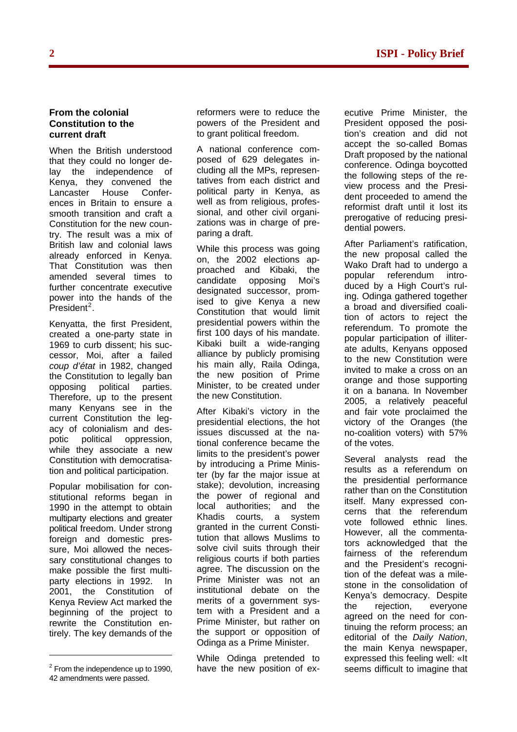### From the colonial Constitution to the current draft

When the British understood that they could no longer delay the independence of Kenya, they convened the Lancaster House Conferences in Britain to ensure a smooth transition and craft a Constitution for the new country. The result was a mix of British law and colonial laws already enforced in Kenya. That Constitution was then amended several times to further concentrate executive power into the hands of the President[2].

Kenyatta, the first President, created a one-party state in 1969 to curb dissent; his successor, Moi, after a failed *coup d'état* in 1982, changed the Constitution to legally ban opposing political parties. Therefore, up to the present many Kenyans see in the current Constitution the legacy of colonialism and despotic political oppression, while they associate a new Constitution with democratisation and political participation.

Popular mobilisation for constitutional reforms began in 1990 in the attempt to obtain multiparty elections and greater political freedom. Under strong foreign and domestic pressure, Moi allowed the necessary constitutional changes to make possible the first multiparty elections in 1992. In 2001, the Constitution of Kenya Review Act marked the beginning of the project to rewrite the Constitution entirely. The key demands of the reformers were to reduce the powers of the President and to grant political freedom.

A national conference composed of 629 delegates including all the MPs, representatives from each district and political party in Kenya, as well as from religious, professional, and other civil organizations was in charge of preparing a draft.

While this process was going on, the 2002 elections approached and Kibaki, the candidate opposing Moi's designated successor, promised to give Kenya a new Constitution that would limit presidential powers within the first 100 days of his mandate. Kibaki built a wide-ranging alliance by publicly promising his main ally, Raila Odinga, the new position of Prime Minister, to be created under the new Constitution.

After Kibaki's victory in the presidential elections, the hot issues discussed at the national conference became the limits to the president's power by introducing a Prime Minister (by far the major issue at stake); devolution, increasing the power of regional and local authorities; and the Khadis courts, a system granted in the current Constitution that allows Muslims to solve civil suits through their religious courts if both parties agree. The discussion on the Prime Minister was not an institutional debate on the merits of a government system with a President and a Prime Minister, but rather on the support or opposition of Odinga as a Prime Minister.

While Odinga pretended to have the new position of executive Prime Minister, the President opposed the position's creation and did not accept the so-called Bomas Draft proposed by the national conference. Odinga boycotted the following steps of the review process and the President proceeded to amend the reformist draft until it lost its prerogative of reducing presidential powers.

After Parliament's ratification, the new proposal called the Wako Draft had to undergo a popular referendum introduced by a High Court's ruling. Odinga gathered together a broad and diversified coalition of actors to reject the referendum. To promote the popular participation of illiterate adults, Kenyans opposed to the new Constitution were invited to make a cross on an orange and those supporting it on a banana. In November 2005, a relatively peaceful and fair vote proclaimed the victory of the Oranges (the no-coalition voters) with 57% of the votes.

Several analysts read the results as a referendum on the presidential performance rather than on the Constitution itself. Many expressed concerns that the referendum vote followed ethnic lines. However, all the commentators acknowledged that the fairness of the referendum and the President's recognition of the defeat was a milestone in the consolidation of Kenya's democracy. Despite the rejection, everyone agreed on the need for continuing the reform process; an editorial of the *Daily Nation*, the main Kenya newspaper, expressed this feeling well: «It seems difficult to imagine that

---

[2] From the independence up to 1990, 42 amendments were passed.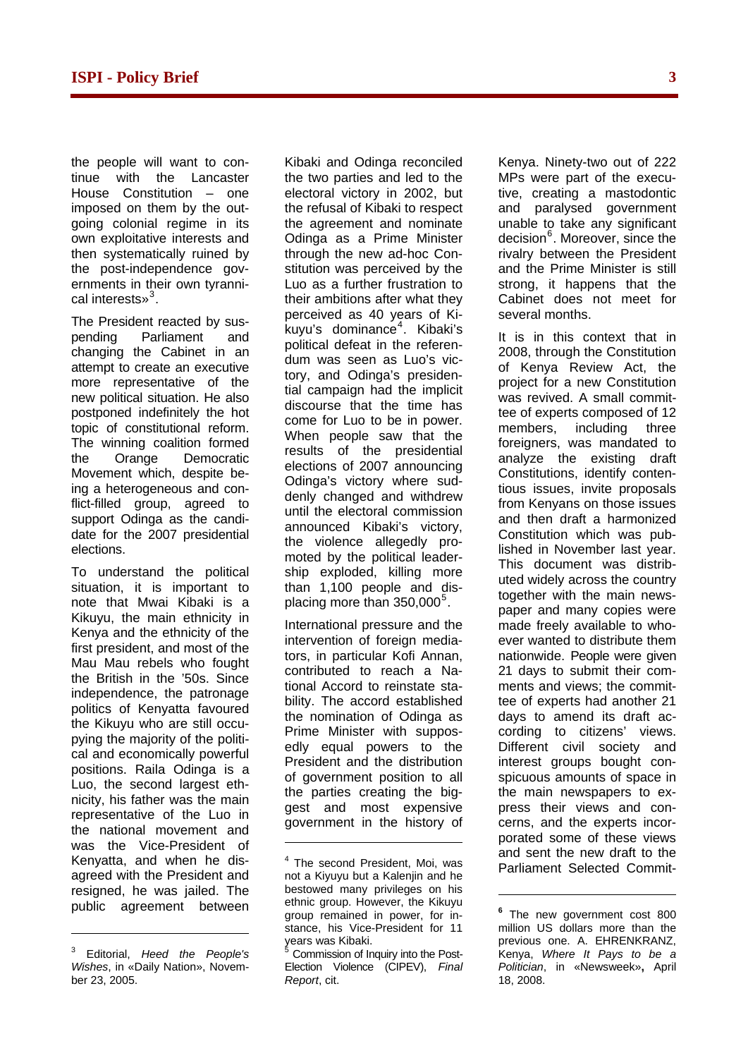the people will want to continue with the Lancaster House Constitution – one imposed on them by the outgoing colonial regime in its own exploitative interests and then systematically ruined by the post-independence governments in their own tyrannical interests»[3].

The President reacted by suspending Parliament and changing the Cabinet in an attempt to create an executive more representative of the new political situation. He also postponed indefinitely the hot topic of constitutional reform. The winning coalition formed the Orange Democratic Movement which, despite being a heterogeneous and conflict-filled group, agreed to support Odinga as the candidate for the 2007 presidential elections.

To understand the political situation, it is important to note that Mwai Kibaki is a Kikuyu, the main ethnicity in Kenya and the ethnicity of the first president, and most of the Mau Mau rebels who fought the British in the '50s. Since independence, the patronage politics of Kenyatta favoured the Kikuyu who are still occupying the majority of the political and economically powerful positions. Raila Odinga is a Luo, the second largest ethnicity, his father was the main representative of the Luo in the national movement and was the Vice-President of Kenyatta, and when he disagreed with the President and resigned, he was jailed. The public agreement between Kibaki and Odinga reconciled the two parties and led to the electoral victory in 2002, but the refusal of Kibaki to respect the agreement and nominate Odinga as a Prime Minister through the new ad-hoc Constitution was perceived by the Luo as a further frustration to their ambitions after what they perceived as 40 years of Kikuyu's dominance[4]. Kibaki's political defeat in the referendum was seen as Luo's victory, and Odinga's presidential campaign had the implicit discourse that the time has come for Luo to be in power. When people saw that the results of the presidential elections of 2007 announcing Odinga's victory where suddenly changed and withdrew until the electoral commission announced Kibaki's victory, the violence allegedly promoted by the political leadership exploded, killing more than 1,100 people and displacing more than 350,000[5].

International pressure and the intervention of foreign mediators, in particular Kofi Annan, contributed to reach a National Accord to reinstate stability. The accord established the nomination of Odinga as Prime Minister with supposedly equal powers to the President and the distribution of government position to all the parties creating the biggest and most expensive government in the history of Kenya. Ninety-two out of 222 MPs were part of the executive, creating a mastodontic and paralysed government unable to take any significant decision[6]. Moreover, since the rivalry between the President and the Prime Minister is still strong, it happens that the Cabinet does not meet for several months.

It is in this context that in 2008, through the Constitution of Kenya Review Act, the project for a new Constitution was revived. A small committee of experts composed of 12 members, including three foreigners, was mandated to analyze the existing draft Constitutions, identify contentious issues, invite proposals from Kenyans on those issues and then draft a harmonized Constitution which was published in November last year. This document was distributed widely across the country together with the main newspaper and many copies were made freely available to whoever wanted to distribute them nationwide. People were given 21 days to submit their comments and views; the committee of experts had another 21 days to amend its draft according to citizens' views. Different civil society and interest groups bought conspicuous amounts of space in the main newspapers to express their views and concerns, and the experts incorporated some of these views and sent the new draft to the Parliament Selected Commit-

---

[3] Editorial, *Heed the People's Wishes*, in «Daily Nation», November 23, 2005.

[4] The second President, Moi, was not a Kiyuyu but a Kalenjin and he bestowed many privileges on his ethnic group. However, the Kikuyu group remained in power, for instance, his Vice-President for 11 years was Kibaki.

[5] Commission of Inquiry into the Post-Election Violence (CIPEV), *Final Report*, cit.

[6] The new government cost 800 million US dollars more than the previous one. A. EHRENKRANZ, Kenya, *Where It Pays to be a Politician*, in «Newsweek», April 18, 2008.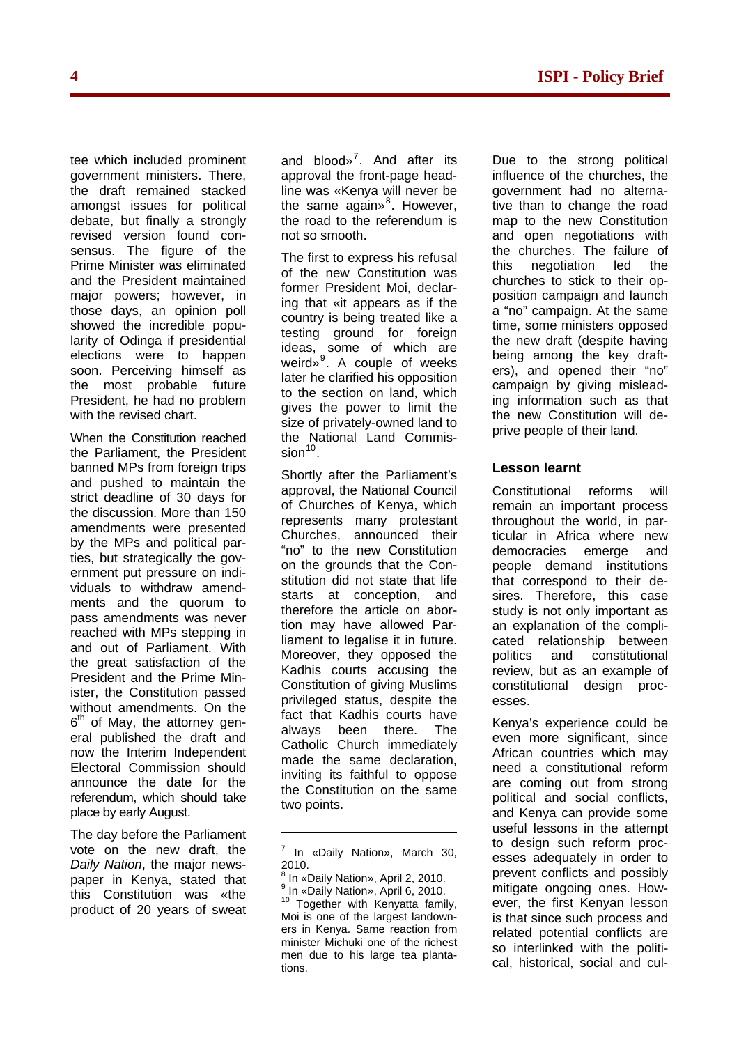tee which included prominent government ministers. There, the draft remained stacked amongst issues for political debate, but finally a strongly revised version found consensus. The figure of the Prime Minister was eliminated and the President maintained major powers; however, in those days, an opinion poll showed the incredible popularity of Odinga if presidential elections were to happen soon. Perceiving himself as the most probable future President, he had no problem with the revised chart.

When the Constitution reached the Parliament, the President banned MPs from foreign trips and pushed to maintain the strict deadline of 30 days for the discussion. More than 150 amendments were presented by the MPs and political parties, but strategically the government put pressure on individuals to withdraw amendments and the quorum to pass amendments was never reached with MPs stepping in and out of Parliament. With the great satisfaction of the President and the Prime Minister, the Constitution passed without amendments. On the 6th of May, the attorney general published the draft and now the Interim Independent Electoral Commission should announce the date for the referendum, which should take place by early August.

The day before the Parliament vote on the new draft, the *Daily Nation*, the major newspaper in Kenya, stated that this Constitution was «the product of 20 years of sweat and blood»[7]. And after its approval the front-page headline was «Kenya will never be the same again»[8]. However, the road to the referendum is not so smooth.

The first to express his refusal of the new Constitution was former President Moi, declaring that «it appears as if the country is being treated like a testing ground for foreign ideas, some of which are weird»[9]. A couple of weeks later he clarified his opposition to the section on land, which gives the power to limit the size of privately-owned land to the National Land Commission[10].

Shortly after the Parliament's approval, the National Council of Churches of Kenya, which represents many protestant Churches, announced their "no" to the new Constitution on the grounds that the Constitution did not state that life starts at conception, and therefore the article on abortion may have allowed Parliament to legalise it in future. Moreover, they opposed the Kadhis courts accusing the Constitution of giving Muslims privileged status, despite the fact that Kadhis courts have always been there. The Catholic Church immediately made the same declaration, inviting its faithful to oppose the Constitution on the same two points.

Due to the strong political influence of the churches, the government had no alternative than to change the road map to the new Constitution and open negotiations with the churches. The failure of this negotiation led the churches to stick to their opposition campaign and launch a "no" campaign. At the same time, some ministers opposed the new draft (despite having being among the key drafters), and opened their "no" campaign by giving misleading information such as that the new Constitution will deprive people of their land.

### Lesson learnt

Constitutional reforms will remain an important process throughout the world, in particular in Africa where new democracies emerge and people demand institutions that correspond to their desires. Therefore, this case study is not only important as an explanation of the complicated relationship between politics and constitutional review, but as an example of constitutional design processes.

Kenya's experience could be even more significant, since African countries which may need a constitutional reform are coming out from strong political and social conflicts, and Kenya can provide some useful lessons in the attempt to design such reform processes adequately in order to prevent conflicts and possibly mitigate ongoing ones. However, the first Kenyan lesson is that since such process and related potential conflicts are so interlinked with the political, historical, social and cul-

---

[7] In «Daily Nation», March 30, 2010.

[8] In «Daily Nation», April 2, 2010.

[9] In «Daily Nation», April 6, 2010.

[10] Together with Kenyatta family, Moi is one of the largest landowners in Kenya. Same reaction from minister Michuki one of the richest men due to his large tea plantations.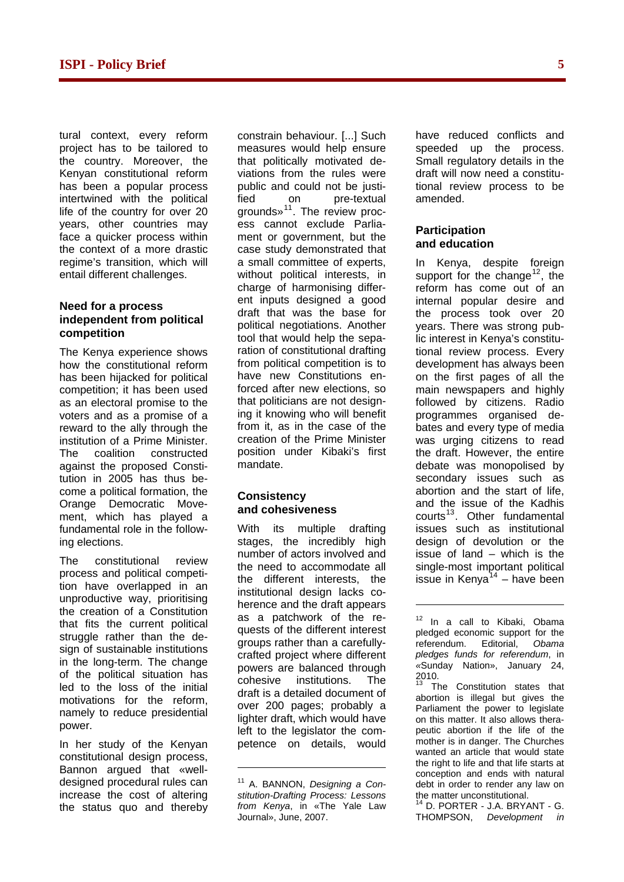tural context, every reform project has to be tailored to the country. Moreover, the Kenyan constitutional reform has been a popular process intertwined with the political life of the country for over 20 years, other countries may face a quicker process within the context of a more drastic regime's transition, which will entail different challenges.

### Need for a process independent from political competition

The Kenya experience shows how the constitutional reform has been hijacked for political competition; it has been used as an electoral promise to the voters and as a promise of a reward to the ally through the institution of a Prime Minister. The coalition constructed against the proposed Constitution in 2005 has thus become a political formation, the Orange Democratic Movement, which has played a fundamental role in the following elections.

The constitutional review process and political competition have overlapped in an unproductive way, prioritising the creation of a Constitution that fits the current political struggle rather than the design of sustainable institutions in the long-term. The change of the political situation has led to the loss of the initial motivations for the reform, namely to reduce presidential power.

In her study of the Kenyan constitutional design process, Bannon argued that «well-designed procedural rules can increase the cost of altering the status quo and thereby constrain behaviour. [...] Such measures would help ensure that politically motivated deviations from the rules were public and could not be justified on pre-textual grounds»[11]. The review process cannot exclude Parliament or government, but the case study demonstrated that a small committee of experts, without political interests, in charge of harmonising different inputs designed a good draft that was the base for political negotiations. Another tool that would help the separation of constitutional drafting from political competition is to have new Constitutions enforced after new elections, so that politicians are not designing it knowing who will benefit from it, as in the case of the creation of the Prime Minister position under Kibaki's first mandate.

### Consistency and cohesiveness

With its multiple drafting stages, the incredibly high number of actors involved and the need to accommodate all the different interests, the institutional design lacks coherence and the draft appears as a patchwork of the requests of the different interest groups rather than a carefully-crafted project where different powers are balanced through cohesive institutions. The draft is a detailed document of over 200 pages; probably a lighter draft, which would have left to the legislator the competence on details, would have reduced conflicts and speeded up the process. Small regulatory details in the draft will now need a constitutional review process to be amended.

### Participation and education

In Kenya, despite foreign support for the change[12], the reform has come out of an internal popular desire and the process took over 20 years. There was strong public interest in Kenya's constitutional review process. Every development has always been on the first pages of all the main newspapers and highly followed by citizens. Radio programmes organised debates and every type of media was urging citizens to read the draft. However, the entire debate was monopolised by secondary issues such as abortion and the start of life, and the issue of the Kadhis courts[13]. Other fundamental issues such as institutional design of devolution or the issue of land – which is the single-most important political issue in Kenya[14] – have been

---

[11] A. BANNON, *Designing a Constitution-Drafting Process: Lessons from Kenya*, in «The Yale Law Journal», June, 2007.

[12] In a call to Kibaki, Obama pledged economic support for the referendum. Editorial, *Obama pledges funds for referendum*, in «Sunday Nation», January 24, 2010.

[13] The Constitution states that abortion is illegal but gives the Parliament the power to legislate on this matter. It also allows therapeutic abortion if the life of the mother is in danger. The Churches wanted an article that would state the right to life and that life starts at conception and ends with natural debt in order to render any law on the matter unconstitutional.

[14] D. PORTER - J.A. BRYANT - G. THOMPSON, *Development in*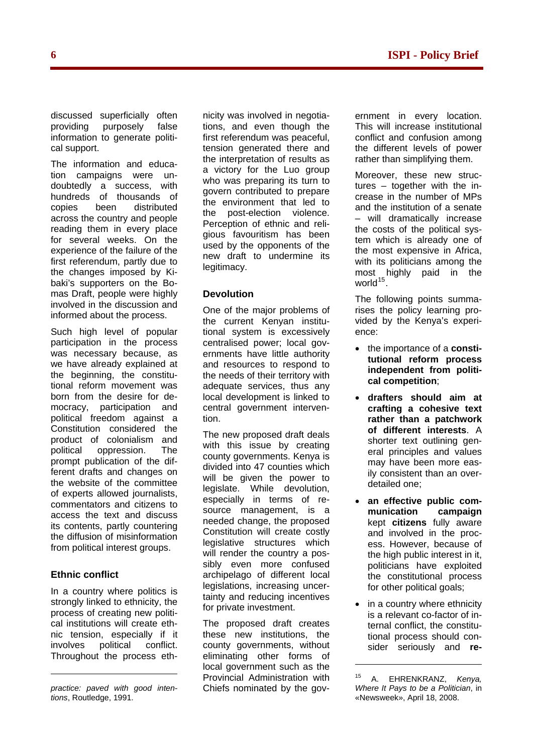discussed superficially often providing purposely false information to generate political support.

The information and education campaigns were undoubtedly a success, with hundreds of thousands of copies been distributed across the country and people reading them in every place for several weeks. On the experience of the failure of the first referendum, partly due to the changes imposed by Kibaki's supporters on the Bomas Draft, people were highly involved in the discussion and informed about the process.

Such high level of popular participation in the process was necessary because, as we have already explained at the beginning, the constitutional reform movement was born from the desire for democracy, participation and political freedom against a Constitution considered the product of colonialism and political oppression. The prompt publication of the different drafts and changes on the website of the committee of experts allowed journalists, commentators and citizens to access the text and discuss its contents, partly countering the diffusion of misinformation from political interest groups.

### Ethnic conflict

In a country where politics is strongly linked to ethnicity, the process of creating new political institutions will create ethnic tension, especially if it involves political conflict. Throughout the process ethnicity was involved in negotiations, and even though the first referendum was peaceful, tension generated there and the interpretation of results as a victory for the Luo group who was preparing its turn to govern contributed to prepare the environment that led to the post-election violence. Perception of ethnic and religious favouritism has been used by the opponents of the new draft to undermine its legitimacy.

### Devolution

One of the major problems of the current Kenyan institutional system is excessively centralised power; local governments have little authority and resources to respond to the needs of their territory with adequate services, thus any local development is linked to central government intervention.

The new proposed draft deals with this issue by creating county governments. Kenya is divided into 47 counties which will be given the power to legislate. While devolution, especially in terms of resource management, is a needed change, the proposed Constitution will create costly legislative structures which will render the country a possibly even more confused archipelago of different local legislations, increasing uncertainty and reducing incentives for private investment.

The proposed draft creates these new institutions, the county governments, without eliminating other forms of local government such as the Provincial Administration with Chiefs nominated by the government in every location. This will increase institutional conflict and confusion among the different levels of power rather than simplifying them.

Moreover, these new structures – together with the increase in the number of MPs and the institution of a senate – will dramatically increase the costs of the political system which is already one of the most expensive in Africa, with its politicians among the most highly paid in the world[15].

The following points summarises the policy learning provided by the Kenya's experience:

- the importance of a **constitutional reform process independent from political competition**;
- **drafters should aim at crafting a cohesive text rather than a patchwork of different interests**. A shorter text outlining general principles and values may have been more easily consistent than an overdetailed one;
- **an effective public communication campaign** kept **citizens** fully aware and involved in the process. However, because of the high public interest in it, politicians have exploited the constitutional process for other political goals;
- in a country where ethnicity is a relevant co-factor of internal conflict, the constitutional process should consider seriously and **re-**

---

*practice: paved with good intentions*, Routledge, 1991.

[15] A. EHRENKRANZ, *Kenya, Where It Pays to be a Politician*, in «Newsweek», April 18, 2008.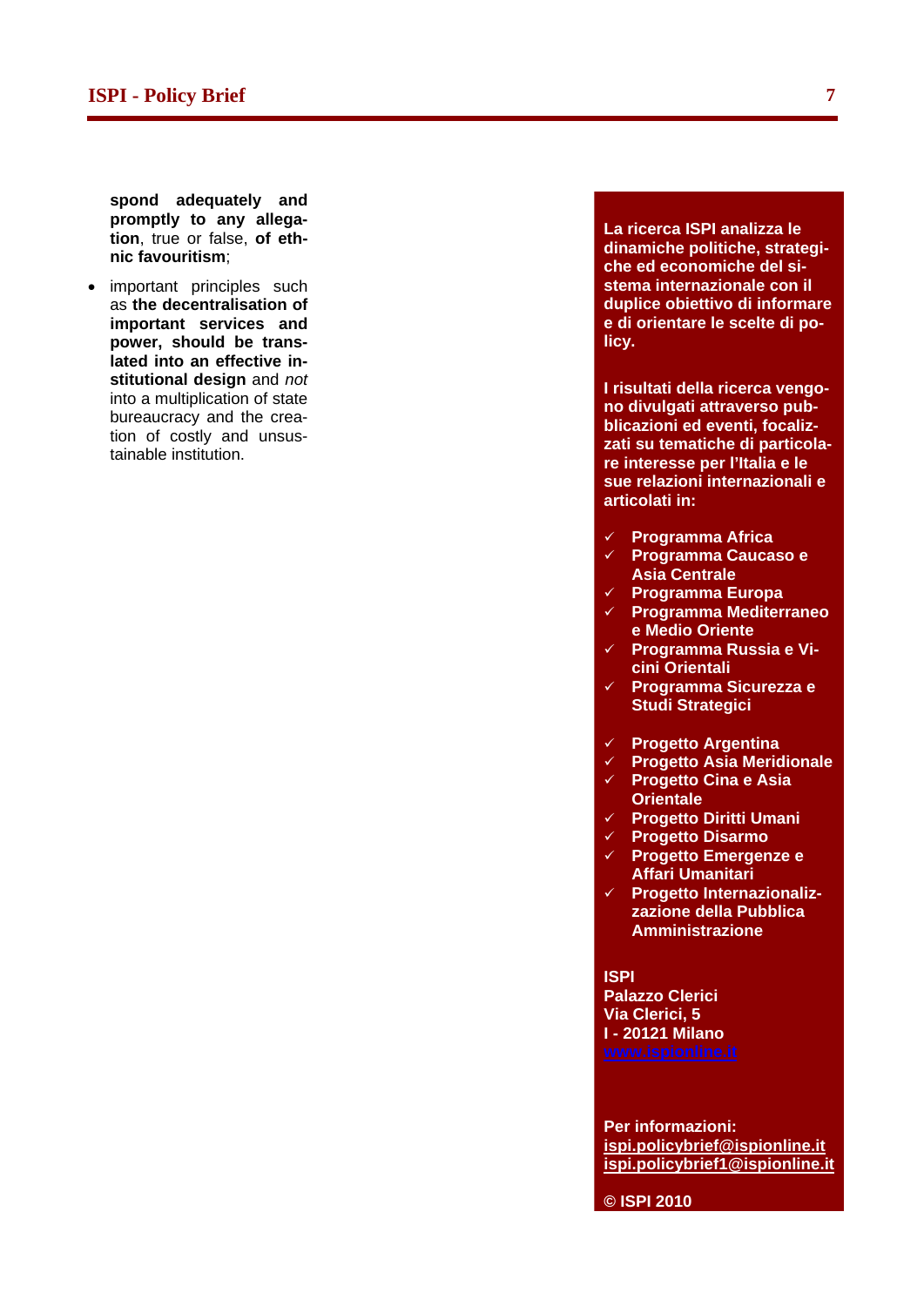**spond adequately and promptly to any allegation**, true or false, **of ethnic favouritism**;

- important principles such as **the decentralisation of important services and power, should be translated into an effective institutional design** and *not* into a multiplication of state bureaucracy and the creation of costly and unsustainable institution.

**La ricerca ISPI analizza le dinamiche politiche, strategiche ed economiche del sistema internazionale con il duplice obiettivo di informare e di orientare le scelte di policy.**

**I risultati della ricerca vengono divulgati attraverso pubblicazioni ed eventi, focalizzati su tematiche di particolare interesse per l'Italia e le sue relazioni internazionali e articolati in:**

- ✓ **Programma Africa**
- ✓ **Programma Caucaso e Asia Centrale**
- ✓ **Programma Europa**
- ✓ **Programma Mediterraneo e Medio Oriente**
- ✓ **Programma Russia e Vicini Orientali**
- ✓ **Programma Sicurezza e Studi Strategici**

- ✓ **Progetto Argentina**
- ✓ **Progetto Asia Meridionale**
- ✓ **Progetto Cina e Asia Orientale**
- ✓ **Progetto Diritti Umani**
- ✓ **Progetto Disarmo**
- ✓ **Progetto Emergenze e Affari Umanitari**
- ✓ **Progetto Internazionalizzazione della Pubblica Amministrazione**

**ISPI**
**Palazzo Clerici**
**Via Clerici, 5**
**I - 20121 Milano**
**www.ispionline.it**

**Per informazioni:**
**ispi.policybrief@ispionline.it**
**ispi.policybrief1@ispionline.it**

**© ISPI 2010**